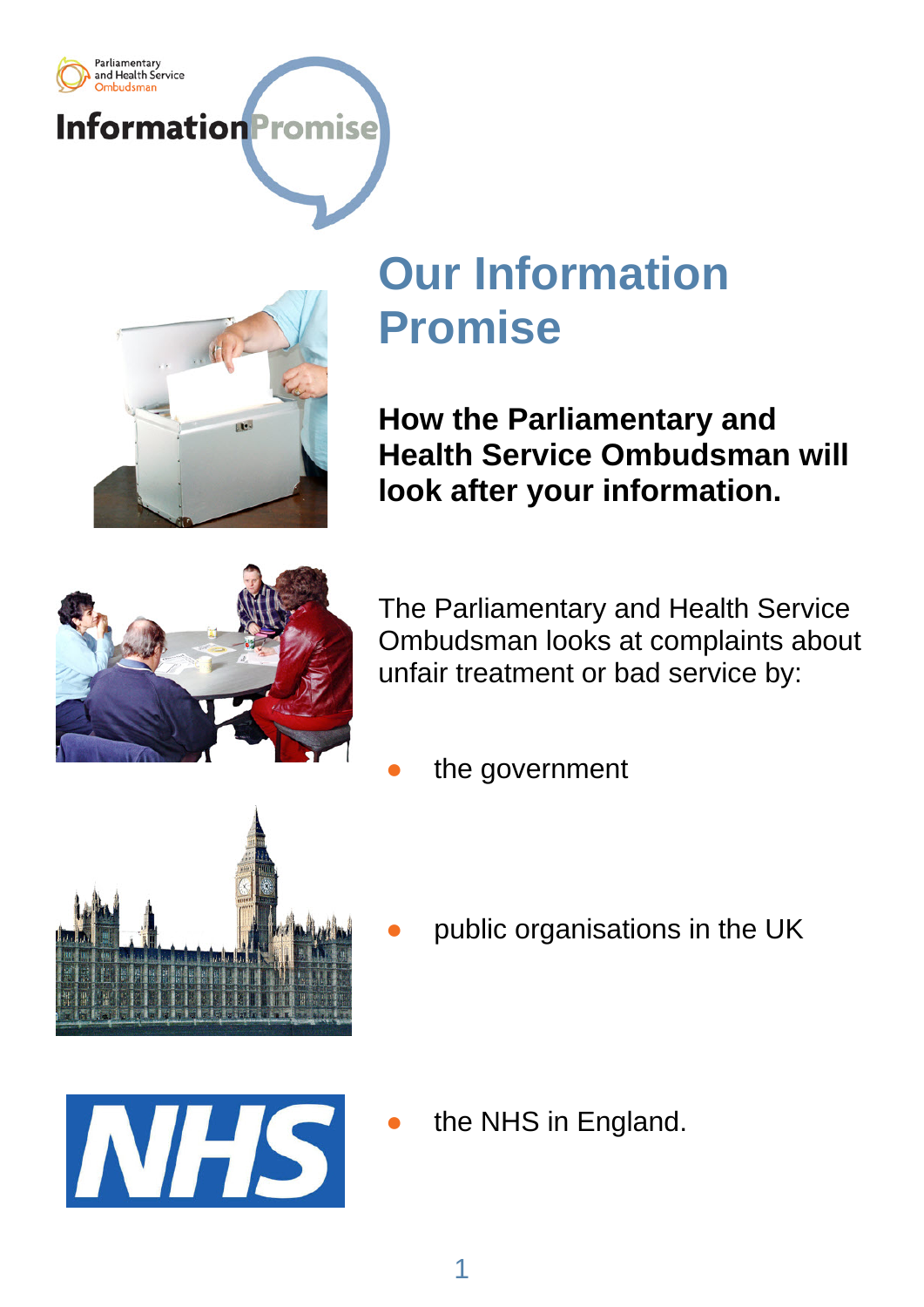Parliamentary and Health Service Ombudsman

Information Promise

# Our Information Promise

**How the Parliamentary and Health Service Ombudsman will look after your information.**

The Parliamentary and Health Service Ombudsman looks at complaints about unfair treatment or bad service by:

- the government
- public organisations in the UK
- the NHS in England.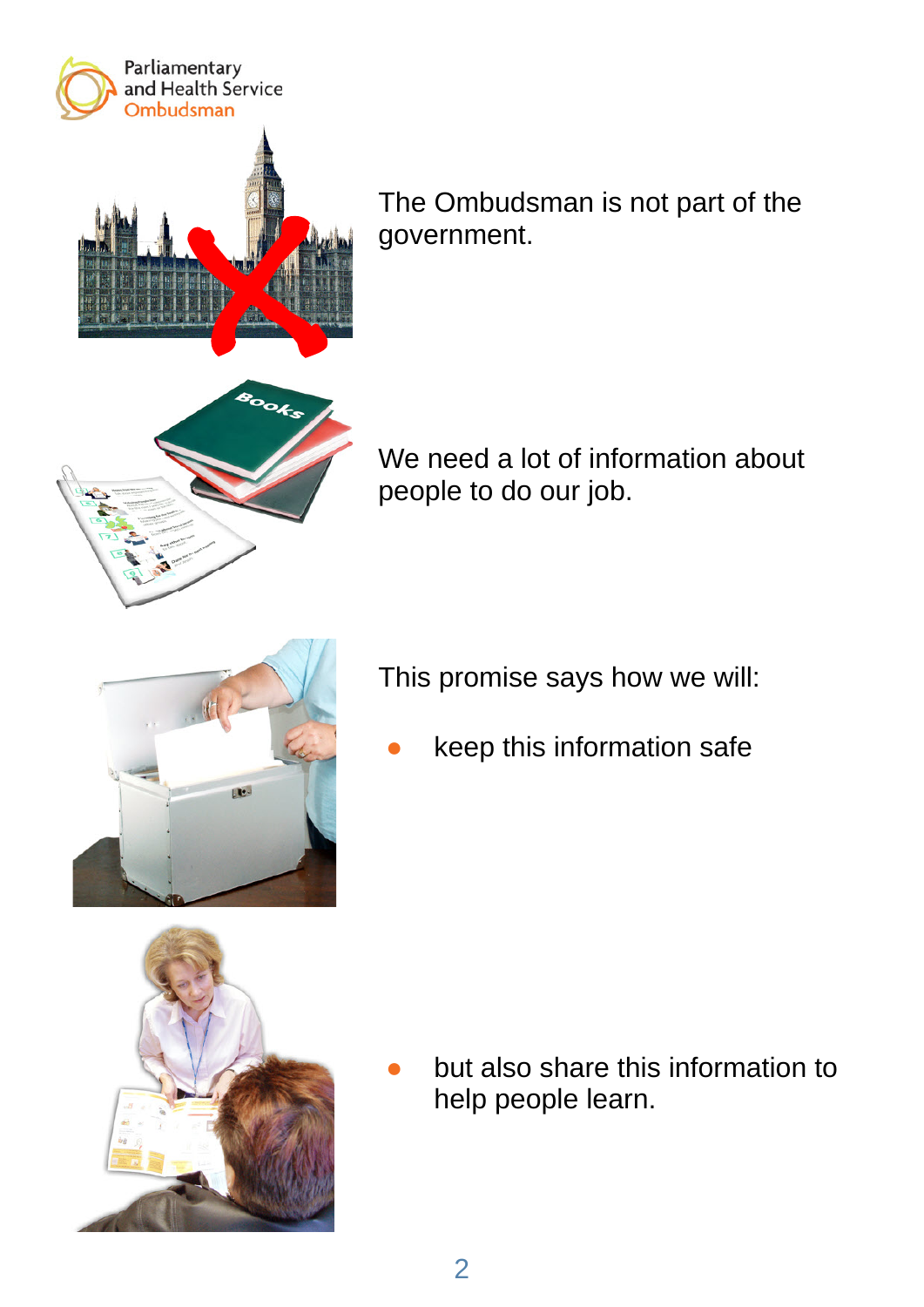The Ombudsman is not part of the government.

We need a lot of information about people to do our job.

This promise says how we will:

- keep this information safe
- but also share this information to help people learn.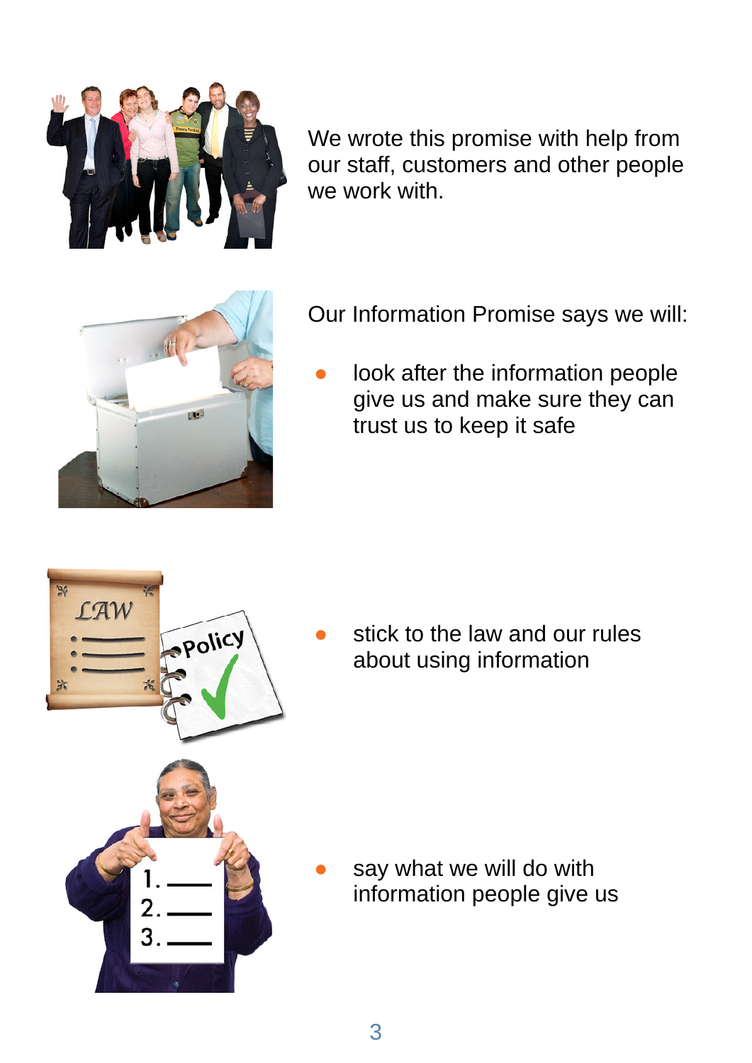We wrote this promise with help from our staff, customers and other people we work with.

Our Information Promise says we will:

- look after the information people give us and make sure they can trust us to keep it safe
- stick to the law and our rules about using information
- say what we will do with information people give us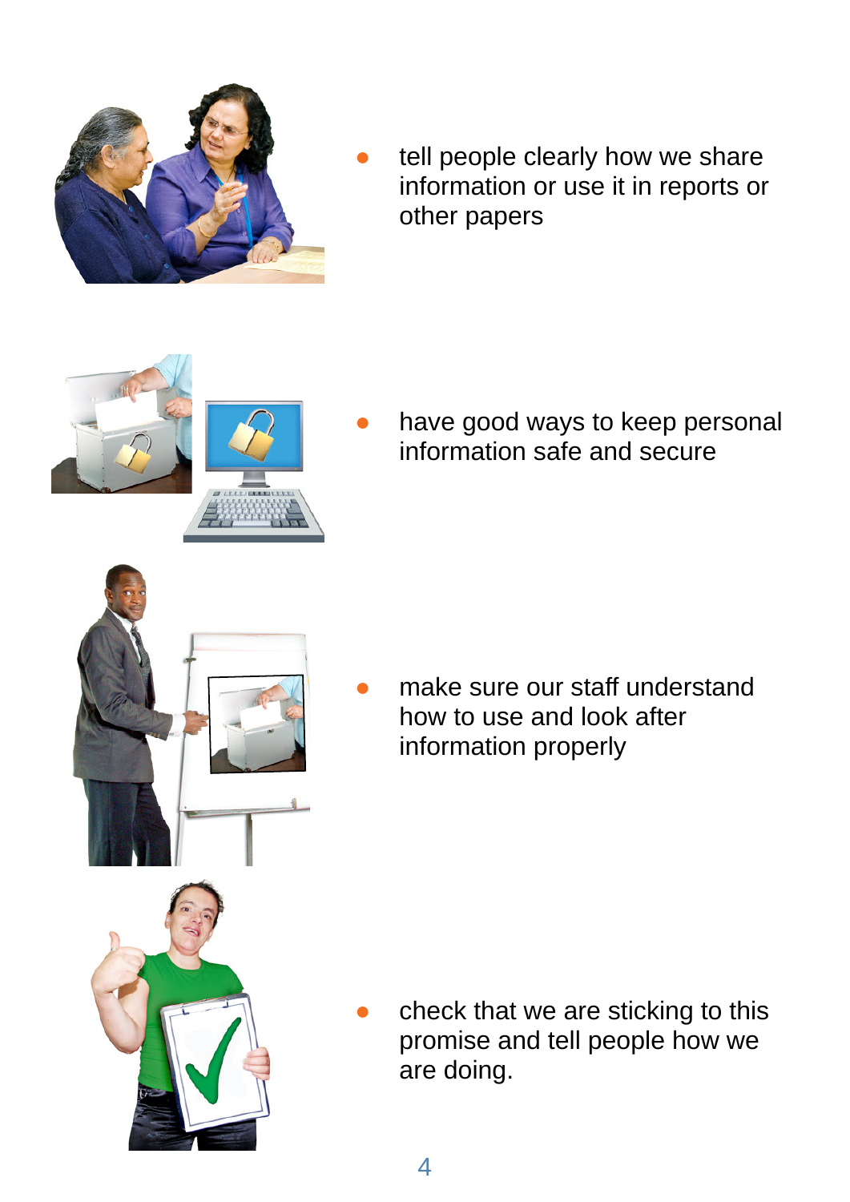- tell people clearly how we share information or use it in reports or other papers

- have good ways to keep personal information safe and secure

- make sure our staff understand how to use and look after information properly

- check that we are sticking to this promise and tell people how we are doing.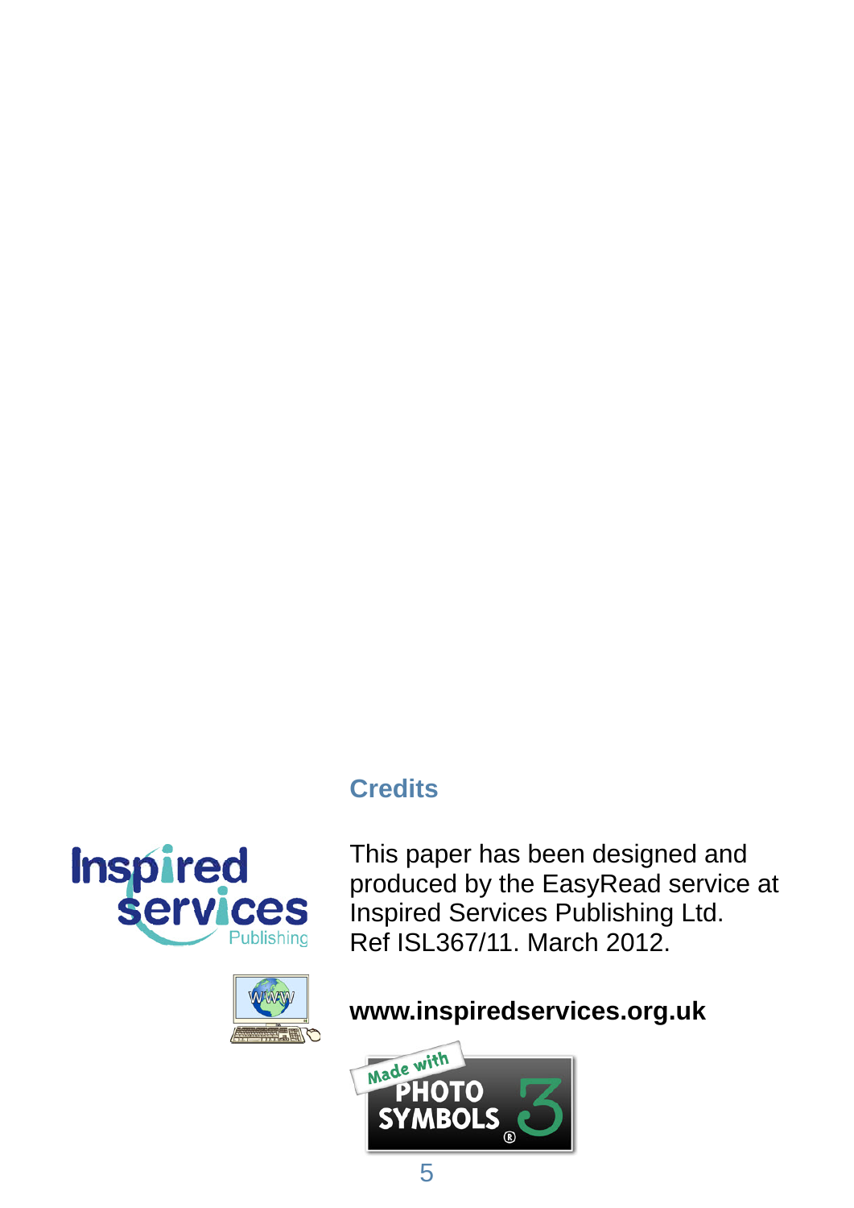## Credits

This paper has been designed and produced by the EasyRead service at Inspired Services Publishing Ltd. Ref ISL367/11. March 2012.

**www.inspiredservices.org.uk**